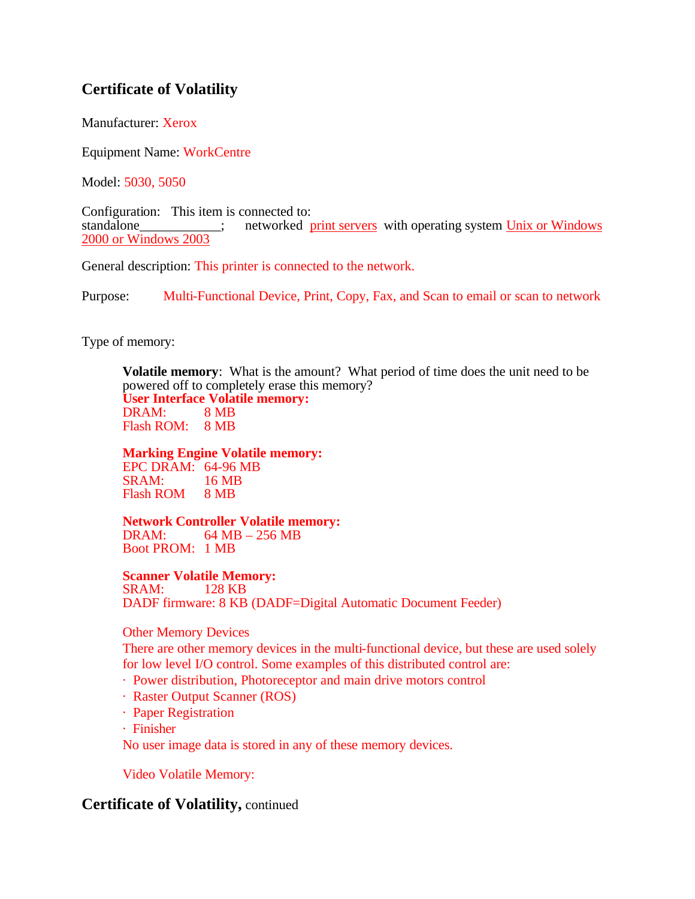# Certificate of Volatility

Manufacturer: Xerox

Equipment Name: WorkCentre

Model: 5030, 5050

Configuration: This item is connected to:
standalone____________; networked print servers with operating system Unix or Windows 2000 or Windows 2003

General description: This printer is connected to the network.

Purpose: Multi-Functional Device, Print, Copy, Fax, and Scan to email or scan to network

Type of memory:

**Volatile memory**: What is the amount? What period of time does the unit need to be powered off to completely erase this memory?

**User Interface Volatile memory:**
DRAM: 8 MB
Flash ROM: 8 MB

**Marking Engine Volatile memory:**
EPC DRAM: 64-96 MB
SRAM: 16 MB
Flash ROM 8 MB

**Network Controller Volatile memory:**
DRAM: 64 MB – 256 MB
Boot PROM: 1 MB

**Scanner Volatile Memory:**
SRAM: 128 KB
DADF firmware: 8 KB (DADF=Digital Automatic Document Feeder)

Other Memory Devices
There are other memory devices in the multi-functional device, but these are used solely for low level I/O control. Some examples of this distributed control are:

- Power distribution, Photoreceptor and main drive motors control
- Raster Output Scanner (ROS)
- Paper Registration
- Finisher

No user image data is stored in any of these memory devices.

Video Volatile Memory:

**Certificate of Volatility,** continued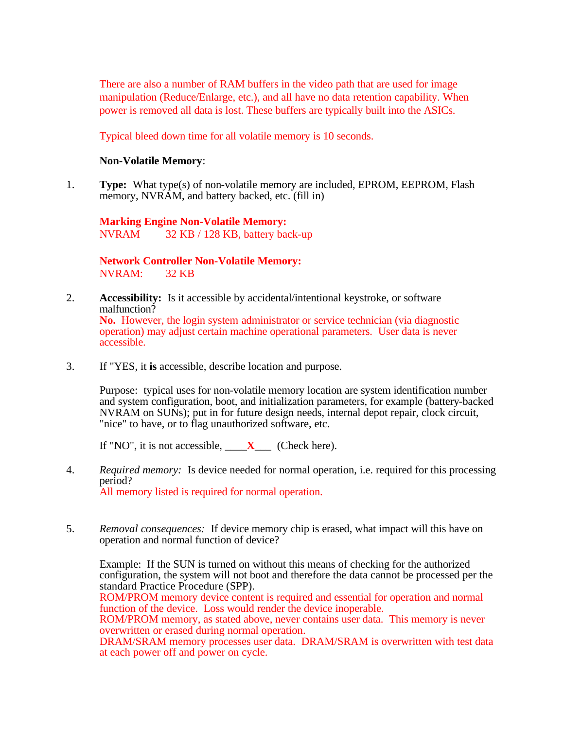There are also a number of RAM buffers in the video path that are used for image manipulation (Reduce/Enlarge, etc.), and all have no data retention capability. When power is removed all data is lost. These buffers are typically built into the ASICs.

Typical bleed down time for all volatile memory is 10 seconds.

**Non-Volatile Memory**:

1. **Type:** What type(s) of non-volatile memory are included, EPROM, EEPROM, Flash memory, NVRAM, and battery backed, etc. (fill in)

   **Marking Engine Non-Volatile Memory:**
   NVRAM 32 KB / 128 KB, battery back-up

   **Network Controller Non-Volatile Memory:**
   NVRAM: 32 KB

2. **Accessibility:** Is it accessible by accidental/intentional keystroke, or software malfunction?
   **No.** However, the login system administrator or service technician (via diagnostic operation) may adjust certain machine operational parameters. User data is never accessible.

3. If "YES, it **is** accessible, describe location and purpose.

   Purpose: typical uses for non-volatile memory location are system identification number and system configuration, boot, and initialization parameters, for example (battery-backed NVRAM on SUNs); put in for future design needs, internal depot repair, clock circuit, "nice" to have, or to flag unauthorized software, etc.

   If "NO", it is not accessible, ____**X**___ (Check here).

4. *Required memory:* Is device needed for normal operation, i.e. required for this processing period?
   All memory listed is required for normal operation.

5. *Removal consequences:* If device memory chip is erased, what impact will this have on operation and normal function of device?

   Example: If the SUN is turned on without this means of checking for the authorized configuration, the system will not boot and therefore the data cannot be processed per the standard Practice Procedure (SPP).
   ROM/PROM memory device content is required and essential for operation and normal function of the device. Loss would render the device inoperable.
   ROM/PROM memory, as stated above, never contains user data. This memory is never overwritten or erased during normal operation.
   DRAM/SRAM memory processes user data. DRAM/SRAM is overwritten with test data at each power off and power on cycle.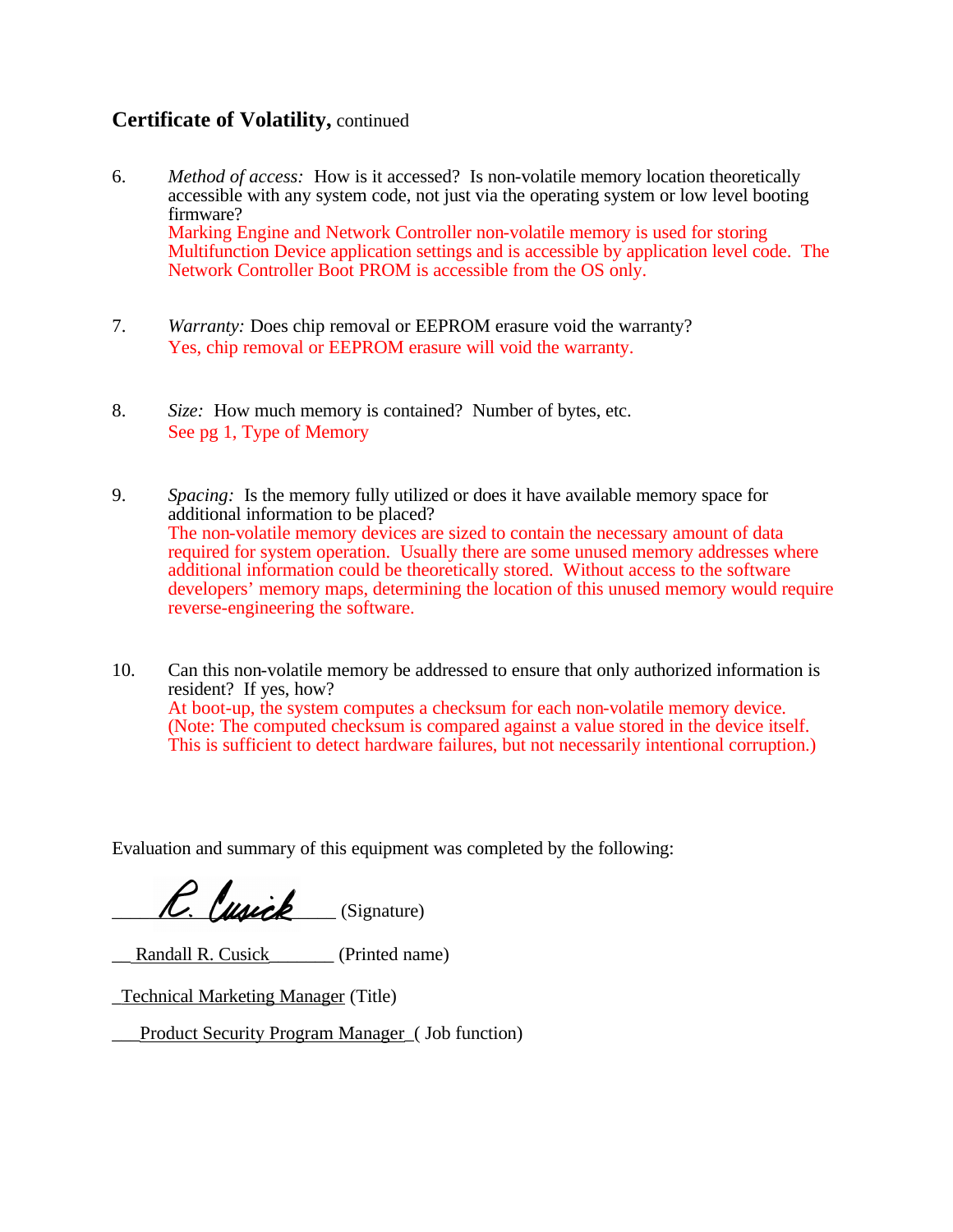**Certificate of Volatility,** continued

6. *Method of access:* How is it accessed? Is non-volatile memory location theoretically accessible with any system code, not just via the operating system or low level booting firmware?
   Marking Engine and Network Controller non-volatile memory is used for storing Multifunction Device application settings and is accessible by application level code. The Network Controller Boot PROM is accessible from the OS only.

7. *Warranty:* Does chip removal or EEPROM erasure void the warranty?
   Yes, chip removal or EEPROM erasure will void the warranty.

8. *Size:* How much memory is contained? Number of bytes, etc.
   See pg 1, Type of Memory

9. *Spacing:* Is the memory fully utilized or does it have available memory space for additional information to be placed?
   The non-volatile memory devices are sized to contain the necessary amount of data required for system operation. Usually there are some unused memory addresses where additional information could be theoretically stored. Without access to the software developers' memory maps, determining the location of this unused memory would require reverse-engineering the software.

10. Can this non-volatile memory be addressed to ensure that only authorized information is resident? If yes, how?
    At boot-up, the system computes a checksum for each non-volatile memory device. (Note: The computed checksum is compared against a value stored in the device itself. This is sufficient to detect hardware failures, but not necessarily intentional corruption.)

Evaluation and summary of this equipment was completed by the following:

R. Cusick (Signature)

Randall R. Cusick (Printed name)

Technical Marketing Manager (Title)

Product Security Program Manager ( Job function)